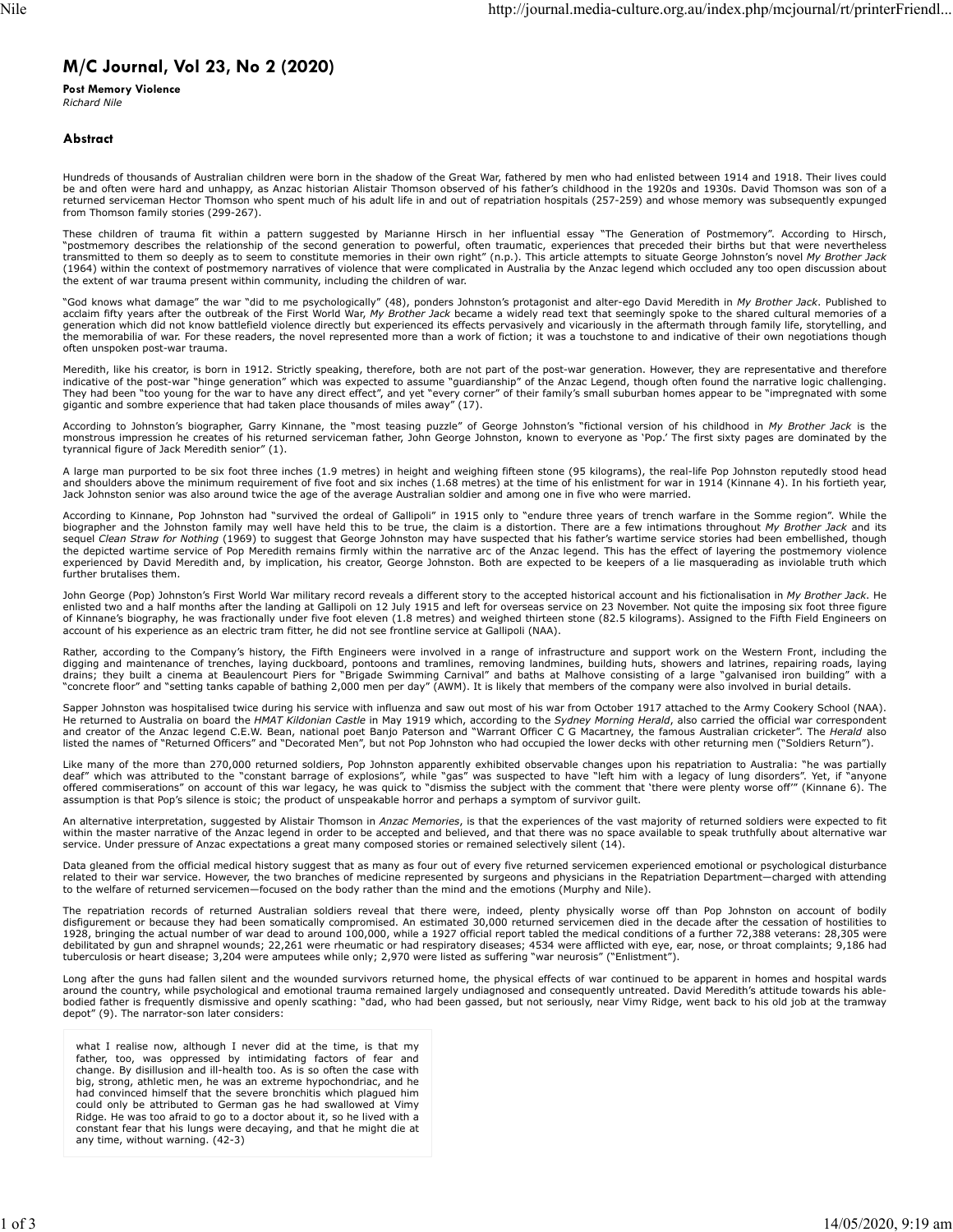# M/C Journal, Vol 23, No 2 (2020)

**Post Memory Violence**
*Richard Nile*

## Abstract

Hundreds of thousands of Australian children were born in the shadow of the Great War, fathered by men who had enlisted between 1914 and 1918. Their lives could be and often were hard and unhappy, as Anzac historian Alistair Thomson observed of his father's childhood in the 1920s and 1930s. David Thomson was son of a returned serviceman Hector Thomson who spent much of his adult life in and out of repatriation hospitals (257-259) and whose memory was subsequently expunged from Thomson family stories (299-267).

These children of trauma fit within a pattern suggested by Marianne Hirsch in her influential essay "The Generation of Postmemory". According to Hirsch, "postmemory describes the relationship of the second generation to powerful, often traumatic, experiences that preceded their births but that were nevertheless transmitted to them so deeply as to seem to constitute memories in their own right" (n.p.). This article attempts to situate George Johnston's novel *My Brother Jack* (1964) within the context of postmemory narratives of violence that were complicated in Australia by the Anzac legend which occluded any too open discussion about the extent of war trauma present within community, including the children of war.

"God knows what damage" the war "did to me psychologically" (48), ponders Johnston's protagonist and alter-ego David Meredith in *My Brother Jack*. Published to acclaim fifty years after the outbreak of the First World War, *My Brother Jack* became a widely read text that seemingly spoke to the shared cultural memories of a generation which did not know battlefield violence directly but experienced its effects pervasively and vicariously in the aftermath through family life, storytelling, and the memorabilia of war. For these readers, the novel represented more than a work of fiction; it was a touchstone to and indicative of their own negotiations though often unspoken post-war trauma.

Meredith, like his creator, is born in 1912. Strictly speaking, therefore, both are not part of the post-war generation. However, they are representative and therefore indicative of the post-war "hinge generation" which was expected to assume "guardianship" of the Anzac Legend, though often found the narrative logic challenging. They had been "too young for the war to have any direct effect", and yet "every corner" of their family's small suburban homes appear to be "impregnated with some gigantic and sombre experience that had taken place thousands of miles away" (17).

According to Johnston's biographer, Garry Kinnane, the "most teasing puzzle" of George Johnston's "fictional version of his childhood in *My Brother Jack* is the monstrous impression he creates of his returned serviceman father, John George Johnston, known to everyone as 'Pop.' The first sixty pages are dominated by the tyrannical figure of Jack Meredith senior" (1).

A large man purported to be six foot three inches (1.9 metres) in height and weighing fifteen stone (95 kilograms), the real-life Pop Johnston reputedly stood head and shoulders above the minimum requirement of five foot and six inches (1.68 metres) at the time of his enlistment for war in 1914 (Kinnane 4). In his fortieth year, Jack Johnston senior was also around twice the age of the average Australian soldier and among one in five who were married.

According to Kinnane, Pop Johnston had "survived the ordeal of Gallipoli" in 1915 only to "endure three years of trench warfare in the Somme region". While the biographer and the Johnston family may well have held this to be true, the claim is a distortion. There are a few intimations throughout *My Brother Jack* and its sequel *Clean Straw for Nothing* (1969) to suggest that George Johnston may have suspected that his father's wartime service stories had been embellished, though the depicted wartime service of Pop Meredith remains firmly within the narrative arc of the Anzac legend. This has the effect of layering the postmemory violence experienced by David Meredith and, by implication, his creator, George Johnston. Both are expected to be keepers of a lie masquerading as inviolable truth which further brutalises them.

John George (Pop) Johnston's First World War military record reveals a different story to the accepted historical account and his fictionalisation in *My Brother Jack*. He enlisted two and a half months after the landing at Gallipoli on 12 July 1915 and left for overseas service on 23 November. Not quite the imposing six foot three figure of Kinnane's biography, he was fractionally under five foot eleven (1.8 metres) and weighed thirteen stone (82.5 kilograms). Assigned to the Fifth Field Engineers on account of his experience as an electric tram fitter, he did not see frontline service at Gallipoli (NAA).

Rather, according to the Company's history, the Fifth Engineers were involved in a range of infrastructure and support work on the Western Front, including the digging and maintenance of trenches, laying duckboard, pontoons and tramlines, removing landmines, building huts, showers and latrines, repairing roads, laying drains; they built a cinema at Beaulencourt Piers for "Brigade Swimming Carnival" and baths at Malhove consisting of a large "galvanised iron building" with a "concrete floor" and "setting tanks capable of bathing 2,000 men per day" (AWM). It is likely that members of the company were also involved in burial details.

Sapper Johnston was hospitalised twice during his service with influenza and saw out most of his war from October 1917 attached to the Army Cookery School (NAA). He returned to Australia on board the *HMAT Kildonian Castle* in May 1919 which, according to the *Sydney Morning Herald*, also carried the official war correspondent and creator of the Anzac legend C.E.W. Bean, national poet Banjo Paterson and "Warrant Officer C G Macartney, the famous Australian cricketer". The *Herald* also listed the names of "Returned Officers" and "Decorated Men", but not Pop Johnston who had occupied the lower decks with other returning men ("Soldiers Return").

Like many of the more than 270,000 returned soldiers, Pop Johnston apparently exhibited observable changes upon his repatriation to Australia: "he was partially deaf" which was attributed to the "constant barrage of explosions", while "gas" was suspected to have "left him with a legacy of lung disorders". Yet, if "anyone offered commiserations" on account of this war legacy, he was quick to "dismiss the subject with the comment that 'there were plenty worse off'" (Kinnane 6). The assumption is that Pop's silence is stoic; the product of unspeakable horror and perhaps a symptom of survivor guilt.

An alternative interpretation, suggested by Alistair Thomson in *Anzac Memories*, is that the experiences of the vast majority of returned soldiers were expected to fit within the master narrative of the Anzac legend in order to be accepted and believed, and that there was no space available to speak truthfully about alternative war service. Under pressure of Anzac expectations a great many composed stories or remained selectively silent (14).

Data gleaned from the official medical history suggest that as many as four out of every five returned servicemen experienced emotional or psychological disturbance related to their war service. However, the two branches of medicine represented by surgeons and physicians in the Repatriation Department—charged with attending to the welfare of returned servicemen—focused on the body rather than the mind and the emotions (Murphy and Nile).

The repatriation records of returned Australian soldiers reveal that there were, indeed, plenty physically worse off than Pop Johnston on account of bodily disfigurement or because they had been somatically compromised. An estimated 30,000 returned servicemen died in the decade after the cessation of hostilities to 1928, bringing the actual number of war dead to around 100,000, while a 1927 official report tabled the medical conditions of a further 72,388 veterans: 28,305 were debilitated by gun and shrapnel wounds; 22,261 were rheumatic or had respiratory diseases; 4534 were afflicted with eye, ear, nose, or throat complaints; 9,186 had tuberculosis or heart disease; 3,204 were amputees while only; 2,970 were listed as suffering "war neurosis" ("Enlistment").

Long after the guns had fallen silent and the wounded survivors returned home, the physical effects of war continued to be apparent in homes and hospital wards around the country, while psychological and emotional trauma remained largely undiagnosed and consequently untreated. David Meredith's attitude towards his able-bodied father is frequently dismissive and openly scathing: "dad, who had been gassed, but not seriously, near Vimy Ridge, went back to his old job at the tramway depot" (9). The narrator-son later considers:

> what I realise now, although I never did at the time, is that my father, too, was oppressed by intimidating factors of fear and change. By disillusion and ill-health too. As is so often the case with big, strong, athletic men, he was an extreme hypochondriac, and he had convinced himself that the severe bronchitis which plagued him could only be attributed to German gas he had swallowed at Vimy Ridge. He was too afraid to go to a doctor about it, so he lived with a constant fear that his lungs were decaying, and that he might die at any time, without warning. (42-3)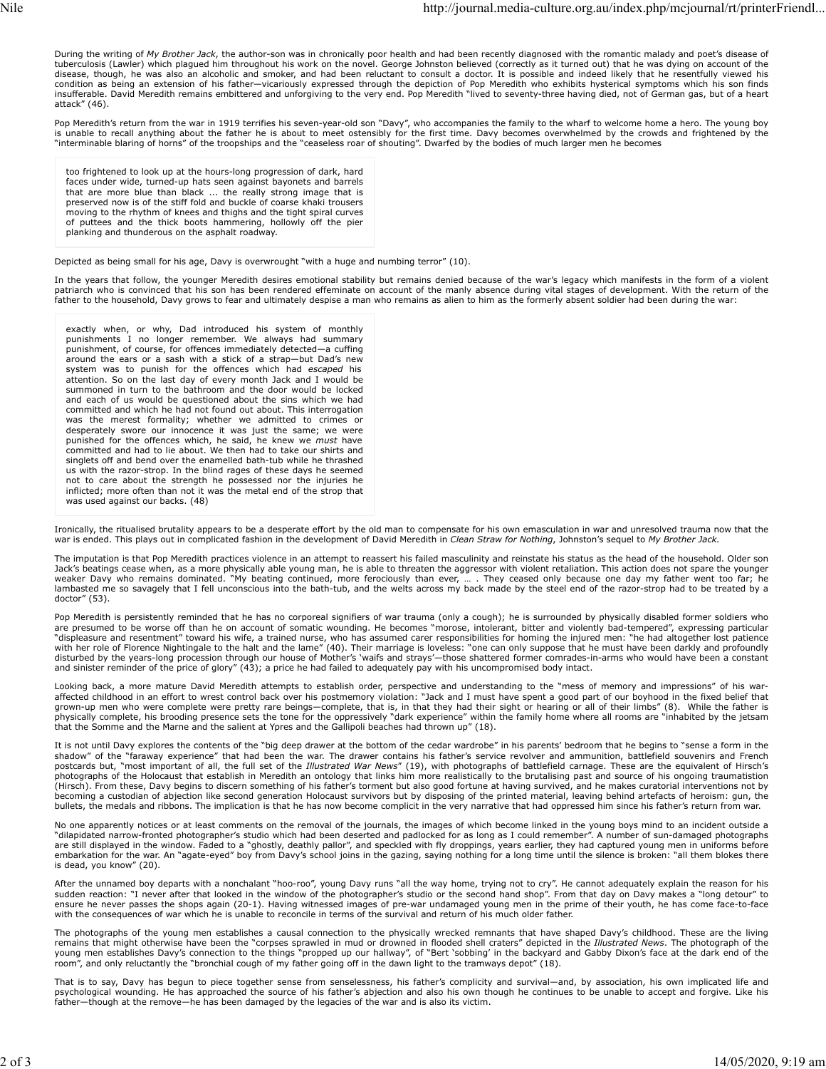During the writing of *My Brother Jack*, the author-son was in chronically poor health and had been recently diagnosed with the romantic malady and poet's disease of tuberculosis (Lawler) which plagued him throughout his work on the novel. George Johnston believed (correctly as it turned out) that he was dying on account of the disease, though, he was also an alcoholic and smoker, and had been reluctant to consult a doctor. It is possible and indeed likely that he resentfully viewed his condition as being an extension of his father—vicariously expressed through the depiction of Pop Meredith who exhibits hysterical symptoms which his son finds insufferable. David Meredith remains embittered and unforgiving to the very end. Pop Meredith "lived to seventy-three having died, not of German gas, but of a heart attack" (46).

Pop Meredith's return from the war in 1919 terrifies his seven-year-old son "Davy", who accompanies the family to the wharf to welcome home a hero. The young boy is unable to recall anything about the father he is about to meet ostensibly for the first time. Davy becomes overwhelmed by the crowds and frightened by the "interminable blaring of horns" of the troopships and the "ceaseless roar of shouting". Dwarfed by the bodies of much larger men he becomes

> too frightened to look up at the hours-long progression of dark, hard faces under wide, turned-up hats seen against bayonets and barrels that are more blue than black ... the really strong image that is preserved now is of the stiff fold and buckle of coarse khaki trousers moving to the rhythm of knees and thighs and the tight spiral curves of puttees and the thick boots hammering, hollowly off the pier planking and thunderous on the asphalt roadway.

Depicted as being small for his age, Davy is overwrought "with a huge and numbing terror" (10).

In the years that follow, the younger Meredith desires emotional stability but remains denied because of the war's legacy which manifests in the form of a violent patriarch who is convinced that his son has been rendered effeminate on account of the manly absence during vital stages of development. With the return of the father to the household, Davy grows to fear and ultimately despise a man who remains as alien to him as the formerly absent soldier had been during the war:

> exactly when, or why, Dad introduced his system of monthly punishments I no longer remember. We always had summary punishment, of course, for offences immediately detected—a cuffing around the ears or a sash with a stick of a strap—but Dad's new system was to punish for the offences which had *escaped* his attention. So on the last day of every month Jack and I would be summoned in turn to the bathroom and the door would be locked and each of us would be questioned about the sins which we had committed and which he had not found out about. This interrogation was the merest formality; whether we admitted to crimes or desperately swore our innocence it was just the same; we were punished for the offences which, he said, he knew we *must* have committed and had to lie about. We then had to take our shirts and singlets off and bend over the enamelled bath-tub while he thrashed us with the razor-strop. In the blind rages of these days he seemed not to care about the strength he possessed nor the injuries he inflicted; more often than not it was the metal end of the strop that was used against our backs. (48)

Ironically, the ritualised brutality appears to be a desperate effort by the old man to compensate for his own emasculation in war and unresolved trauma now that the war is ended. This plays out in complicated fashion in the development of David Meredith in *Clean Straw for Nothing*, Johnston's sequel to *My Brother Jack*.

The imputation is that Pop Meredith practices violence in an attempt to reassert his failed masculinity and reinstate his status as the head of the household. Older son Jack's beatings cease when, as a more physically able young man, he is able to threaten the aggressor with violent retaliation. This action does not spare the younger weaker Davy who remains dominated. "My beating continued, more ferociously than ever, … . They ceased only because one day my father went too far; he lambasted me so savagely that I fell unconscious into the bath-tub, and the welts across my back made by the steel end of the razor-strop had to be treated by a doctor" (53).

Pop Meredith is persistently reminded that he has no corporeal signifiers of war trauma (only a cough); he is surrounded by physically disabled former soldiers who are presumed to be worse off than he on account of somatic wounding. He becomes "morose, intolerant, bitter and violently bad-tempered", expressing particular "displeasure and resentment" toward his wife, a trained nurse, who has assumed carer responsibilities for homing the injured men: "he had altogether lost patience with her role of Florence Nightingale to the halt and the lame" (40). Their marriage is loveless: "one can only suppose that he must have been darkly and profoundly disturbed by the years-long procession through our house of Mother's 'waifs and strays'—those shattered former comrades-in-arms who would have been a constant and sinister reminder of the price of glory" (43); a price he had failed to adequately pay with his uncompromised body intact.

Looking back, a more mature David Meredith attempts to establish order, perspective and understanding to the "mess of memory and impressions" of his war-affected childhood in an effort to wrest control back over his postmemory violation: "Jack and I must have spent a good part of our boyhood in the fixed belief that grown-up men who were complete were pretty rare beings—complete, that is, in that they had their sight or hearing or all of their limbs" (8). While the father is physically complete, his brooding presence sets the tone for the oppressively "dark experience" within the family home where all rooms are "inhabited by the jetsam that the Somme and the Marne and the salient at Ypres and the Gallipoli beaches had thrown up" (18).

It is not until Davy explores the contents of the "big deep drawer at the bottom of the cedar wardrobe" in his parents' bedroom that he begins to "sense a form in the shadow" of the "faraway experience" that had been the war. The drawer contains his father's service revolver and ammunition, battlefield souvenirs and French postcards but, "most important of all, the full set of the *Illustrated War News*" (19), with photographs of battlefield carnage. These are the equivalent of Hirsch's photographs of the Holocaust that establish in Meredith an ontology that links him more realistically to the brutalising past and source of his ongoing traumatistion (Hirsch). From these, Davy begins to discern something of his father's torment but also good fortune at having survived, and he makes curatorial interventions not by becoming a custodian of abjection like second generation Holocaust survivors but by disposing of the printed material, leaving behind artefacts of heroism: gun, the bullets, the medals and ribbons. The implication is that he has now become complicit in the very narrative that had oppressed him since his father's return from war.

No one apparently notices or at least comments on the removal of the journals, the images of which become linked in the young boys mind to an incident outside a "dilapidated narrow-fronted photographer's studio which had been deserted and padlocked for as long as I could remember". A number of sun-damaged photographs are still displayed in the window. Faded to a "ghostly, deathly pallor", and speckled with fly droppings, years earlier, they had captured young men in uniforms before embarkation for the war. An "agate-eyed" boy from Davy's school joins in the gazing, saying nothing for a long time until the silence is broken: "all them blokes there is dead, you know" (20).

After the unnamed boy departs with a nonchalant "hoo-roo", young Davy runs "all the way home, trying not to cry". He cannot adequately explain the reason for his sudden reaction: "I never after that looked in the window of the photographer's studio or the second hand shop". From that day on Davy makes a "long detour" to ensure he never passes the shops again (20-1). Having witnessed images of pre-war undamaged young men in the prime of their youth, he has come face-to-face with the consequences of war which he is unable to reconcile in terms of the survival and return of his much older father.

The photographs of the young men establishes a causal connection to the physically wrecked remnants that have shaped Davy's childhood. These are the living remains that might otherwise have been the "corpses sprawled in mud or drowned in flooded shell craters" depicted in the *Illustrated News*. The photograph of the young men establishes Davy's connection to the things "propped up our hallway", of "Bert 'sobbing' in the backyard and Gabby Dixon's face at the dark end of the room", and only reluctantly the "bronchial cough of my father going off in the dawn light to the tramways depot" (18).

That is to say, Davy has begun to piece together sense from senselessness, his father's complicity and survival—and, by association, his own implicated life and psychological wounding. He has approached the source of his father's abjection and also his own though he continues to be unable to accept and forgive. Like his father—though at the remove—he has been damaged by the legacies of the war and is also its victim.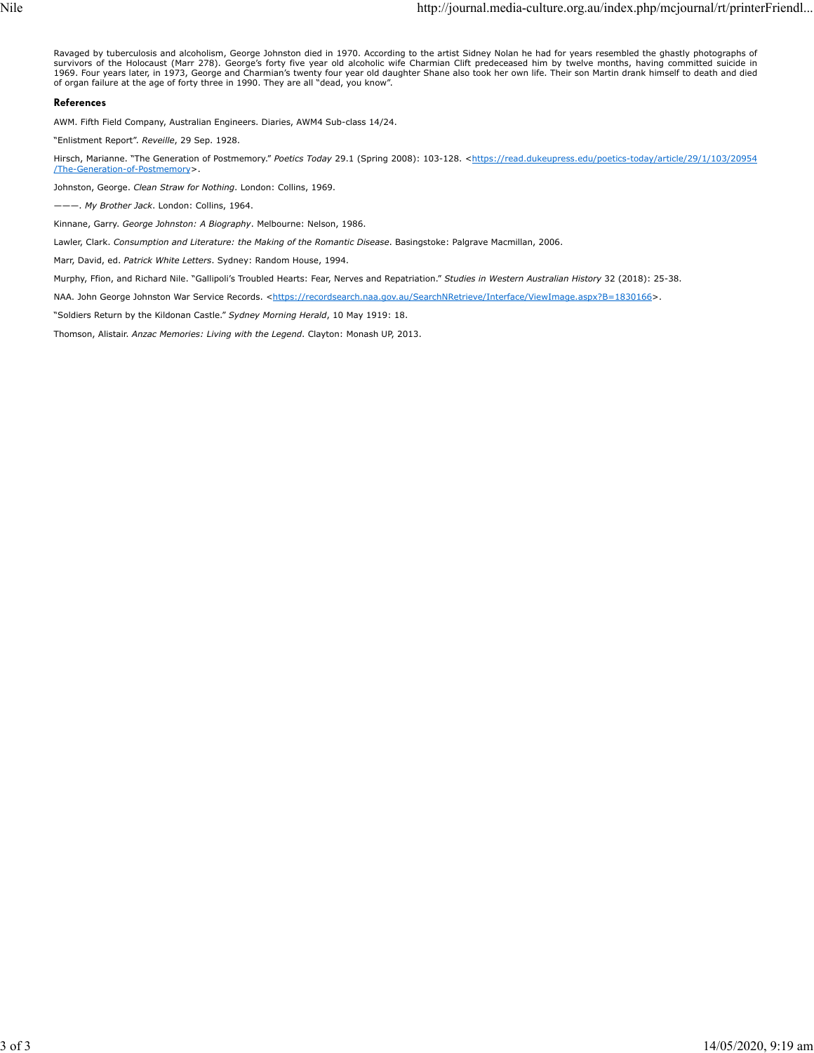Ravaged by tuberculosis and alcoholism, George Johnston died in 1970. According to the artist Sidney Nolan he had for years resembled the ghastly photographs of survivors of the Holocaust (Marr 278). George's forty five year old alcoholic wife Charmian Clift predeceased him by twelve months, having committed suicide in 1969. Four years later, in 1973, George and Charmian's twenty four year old daughter Shane also took her own life. Their son Martin drank himself to death and died of organ failure at the age of forty three in 1990. They are all "dead, you know".

## References

AWM. Fifth Field Company, Australian Engineers. Diaries, AWM4 Sub-class 14/24.

"Enlistment Report". *Reveille*, 29 Sep. 1928.

Hirsch, Marianne. "The Generation of Postmemory." *Poetics Today* 29.1 (Spring 2008): 103-128. <https://read.dukeupress.edu/poetics-today/article/29/1/103/20954/The-Generation-of-Postmemory>.

Johnston, George. *Clean Straw for Nothing*. London: Collins, 1969.

———. *My Brother Jack*. London: Collins, 1964.

Kinnane, Garry. *George Johnston: A Biography*. Melbourne: Nelson, 1986.

Lawler, Clark. *Consumption and Literature: the Making of the Romantic Disease*. Basingstoke: Palgrave Macmillan, 2006.

Marr, David, ed. *Patrick White Letters*. Sydney: Random House, 1994.

Murphy, Ffion, and Richard Nile. "Gallipoli's Troubled Hearts: Fear, Nerves and Repatriation." *Studies in Western Australian History* 32 (2018): 25-38.

NAA. John George Johnston War Service Records. <https://recordsearch.naa.gov.au/SearchNRetrieve/Interface/ViewImage.aspx?B=1830166>.

"Soldiers Return by the Kildonan Castle." *Sydney Morning Herald*, 10 May 1919: 18.

Thomson, Alistair. *Anzac Memories: Living with the Legend*. Clayton: Monash UP, 2013.